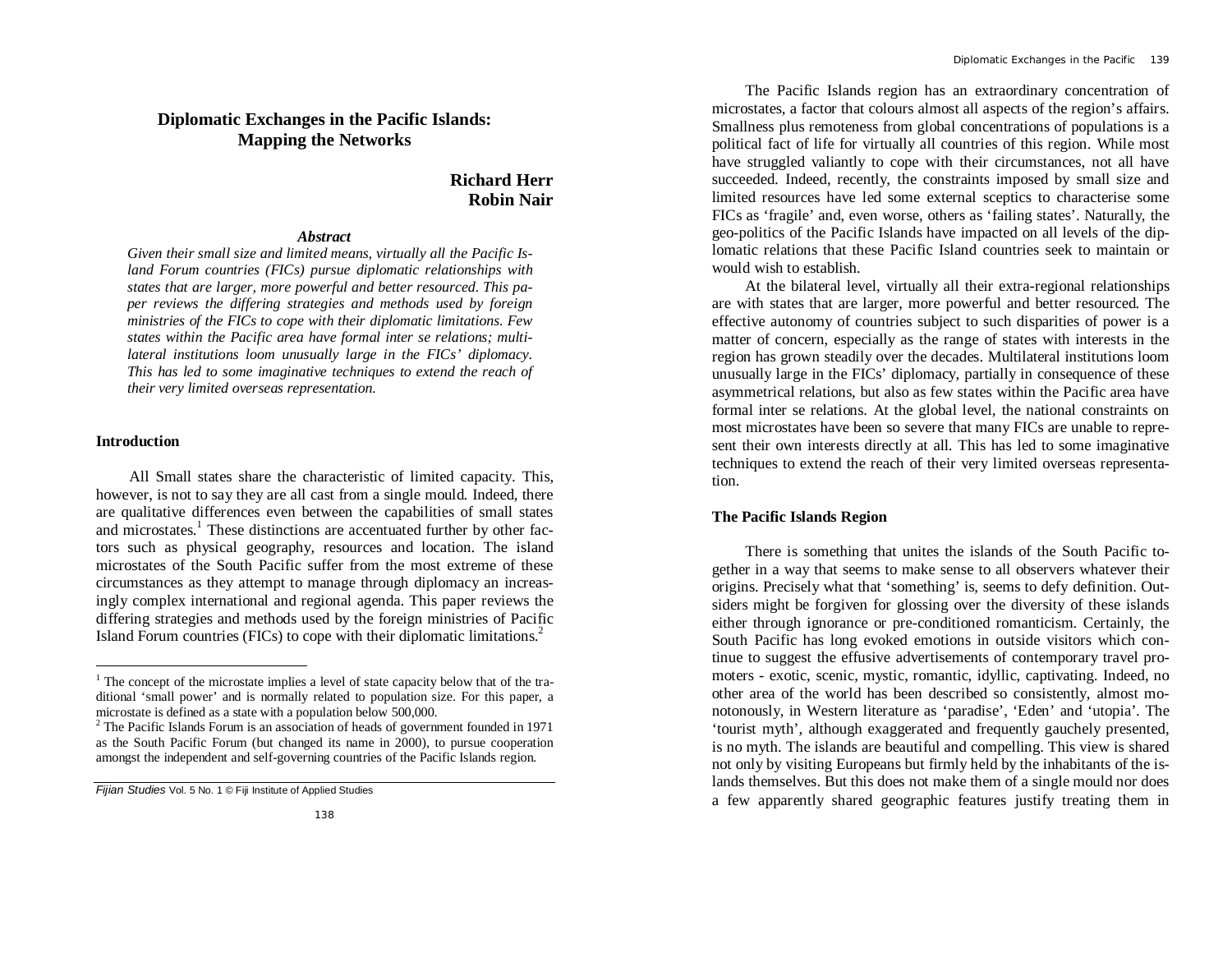# Diplomatic Exchanges in the Pacific Islands: Mapping the Networks

**Richard Herr**
**Robin Nair**

### *Abstract*

*Given their small size and limited means, virtually all the Pacific Island Forum countries (FICs) pursue diplomatic relationships with states that are larger, more powerful and better resourced. This paper reviews the differing strategies and methods used by foreign ministries of the FICs to cope with their diplomatic limitations. Few states within the Pacific area have formal inter se relations; multilateral institutions loom unusually large in the FICs' diplomacy. This has led to some imaginative techniques to extend the reach of their very limited overseas representation.*

## Introduction

All Small states share the characteristic of limited capacity. This, however, is not to say they are all cast from a single mould. Indeed, there are qualitative differences even between the capabilities of small states and microstates.[1] These distinctions are accentuated further by other factors such as physical geography, resources and location. The island microstates of the South Pacific suffer from the most extreme of these circumstances as they attempt to manage through diplomacy an increasingly complex international and regional agenda. This paper reviews the differing strategies and methods used by the foreign ministries of Pacific Island Forum countries (FICs) to cope with their diplomatic limitations.[2]

[1] The concept of the microstate implies a level of state capacity below that of the traditional 'small power' and is normally related to population size. For this paper, a microstate is defined as a state with a population below 500,000.

[2] The Pacific Islands Forum is an association of heads of government founded in 1971 as the South Pacific Forum (but changed its name in 2000), to pursue cooperation amongst the independent and self-governing countries of the Pacific Islands region.

The Pacific Islands region has an extraordinary concentration of microstates, a factor that colours almost all aspects of the region's affairs. Smallness plus remoteness from global concentrations of populations is a political fact of life for virtually all countries of this region. While most have struggled valiantly to cope with their circumstances, not all have succeeded. Indeed, recently, the constraints imposed by small size and limited resources have led some external sceptics to characterise some FICs as 'fragile' and, even worse, others as 'failing states'. Naturally, the geo-politics of the Pacific Islands have impacted on all levels of the diplomatic relations that these Pacific Island countries seek to maintain or would wish to establish.

At the bilateral level, virtually all their extra-regional relationships are with states that are larger, more powerful and better resourced. The effective autonomy of countries subject to such disparities of power is a matter of concern, especially as the range of states with interests in the region has grown steadily over the decades. Multilateral institutions loom unusually large in the FICs' diplomacy, partially in consequence of these asymmetrical relations, but also as few states within the Pacific area have formal inter se relations. At the global level, the national constraints on most microstates have been so severe that many FICs are unable to represent their own interests directly at all. This has led to some imaginative techniques to extend the reach of their very limited overseas representation.

## The Pacific Islands Region

There is something that unites the islands of the South Pacific together in a way that seems to make sense to all observers whatever their origins. Precisely what that 'something' is, seems to defy definition. Outsiders might be forgiven for glossing over the diversity of these islands either through ignorance or pre-conditioned romanticism. Certainly, the South Pacific has long evoked emotions in outside visitors which continue to suggest the effusive advertisements of contemporary travel promoters - exotic, scenic, mystic, romantic, idyllic, captivating. Indeed, no other area of the world has been described so consistently, almost monotonously, in Western literature as 'paradise', 'Eden' and 'utopia'. The 'tourist myth', although exaggerated and frequently gauchely presented, is no myth. The islands are beautiful and compelling. This view is shared not only by visiting Europeans but firmly held by the inhabitants of the islands themselves. But this does not make them of a single mould nor does a few apparently shared geographic features justify treating them in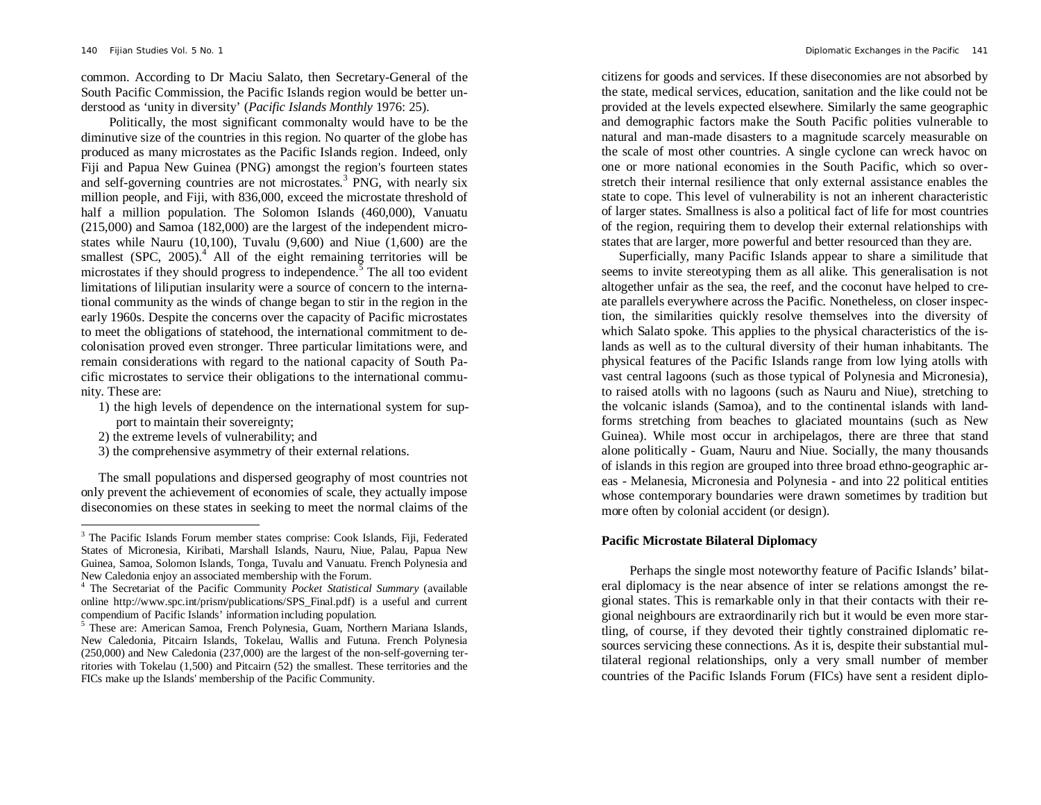common. According to Dr Maciu Salato, then Secretary-General of the South Pacific Commission, the Pacific Islands region would be better understood as 'unity in diversity' (*Pacific Islands Monthly* 1976: 25).

Politically, the most significant commonalty would have to be the diminutive size of the countries in this region. No quarter of the globe has produced as many microstates as the Pacific Islands region. Indeed, only Fiji and Papua New Guinea (PNG) amongst the region's fourteen states and self-governing countries are not microstates.[3] PNG, with nearly six million people, and Fiji, with 836,000, exceed the microstate threshold of half a million population. The Solomon Islands (460,000), Vanuatu (215,000) and Samoa (182,000) are the largest of the independent microstates while Nauru (10,100), Tuvalu (9,600) and Niue (1,600) are the smallest (SPC, 2005).[4] All of the eight remaining territories will be microstates if they should progress to independence.[5] The all too evident limitations of liliputian insularity were a source of concern to the international community as the winds of change began to stir in the region in the early 1960s. Despite the concerns over the capacity of Pacific microstates to meet the obligations of statehood, the international commitment to decolonisation proved even stronger. Three particular limitations were, and remain considerations with regard to the national capacity of South Pacific microstates to service their obligations to the international community. These are:

1) the high levels of dependence on the international system for support to maintain their sovereignty;
2) the extreme levels of vulnerability; and
3) the comprehensive asymmetry of their external relations.

The small populations and dispersed geography of most countries not only prevent the achievement of economies of scale, they actually impose diseconomies on these states in seeking to meet the normal claims of the citizens for goods and services. If these diseconomies are not absorbed by the state, medical services, education, sanitation and the like could not be provided at the levels expected elsewhere. Similarly the same geographic and demographic factors make the South Pacific polities vulnerable to natural and man-made disasters to a magnitude scarcely measurable on the scale of most other countries. A single cyclone can wreck havoc on one or more national economies in the South Pacific, which so overstretch their internal resilience that only external assistance enables the state to cope. This level of vulnerability is not an inherent characteristic of larger states. Smallness is also a political fact of life for most countries of the region, requiring them to develop their external relationships with states that are larger, more powerful and better resourced than they are.

Superficially, many Pacific Islands appear to share a similitude that seems to invite stereotyping them as all alike. This generalisation is not altogether unfair as the sea, the reef, and the coconut have helped to create parallels everywhere across the Pacific. Nonetheless, on closer inspection, the similarities quickly resolve themselves into the diversity of which Salato spoke. This applies to the physical characteristics of the islands as well as to the cultural diversity of their human inhabitants. The physical features of the Pacific Islands range from low lying atolls with vast central lagoons (such as those typical of Polynesia and Micronesia), to raised atolls with no lagoons (such as Nauru and Niue), stretching to the volcanic islands (Samoa), and to the continental islands with landforms stretching from beaches to glaciated mountains (such as New Guinea). While most occur in archipelagos, there are three that stand alone politically - Guam, Nauru and Niue. Socially, the many thousands of islands in this region are grouped into three broad ethno-geographic areas - Melanesia, Micronesia and Polynesia - and into 22 political entities whose contemporary boundaries were drawn sometimes by tradition but more often by colonial accident (or design).

## Pacific Microstate Bilateral Diplomacy

Perhaps the single most noteworthy feature of Pacific Islands' bilateral diplomacy is the near absence of inter se relations amongst the regional states. This is remarkable only in that their contacts with their regional neighbours are extraordinarily rich but it would be even more startling, of course, if they devoted their tightly constrained diplomatic resources servicing these connections. As it is, despite their substantial multilateral regional relationships, only a very small number of member countries of the Pacific Islands Forum (FICs) have sent a resident diplo-

---

[3] The Pacific Islands Forum member states comprise: Cook Islands, Fiji, Federated States of Micronesia, Kiribati, Marshall Islands, Nauru, Niue, Palau, Papua New Guinea, Samoa, Solomon Islands, Tonga, Tuvalu and Vanuatu. French Polynesia and New Caledonia enjoy an associated membership with the Forum.

[4] The Secretariat of the Pacific Community *Pocket Statistical Summary* (available online http://www.spc.int/prism/publications/SPS_Final.pdf) is a useful and current compendium of Pacific Islands' information including population.

[5] These are: American Samoa, French Polynesia, Guam, Northern Mariana Islands, New Caledonia, Pitcairn Islands, Tokelau, Wallis and Futuna. French Polynesia (250,000) and New Caledonia (237,000) are the largest of the non-self-governing territories with Tokelau (1,500) and Pitcairn (52) the smallest. These territories and the FICs make up the Islands' membership of the Pacific Community.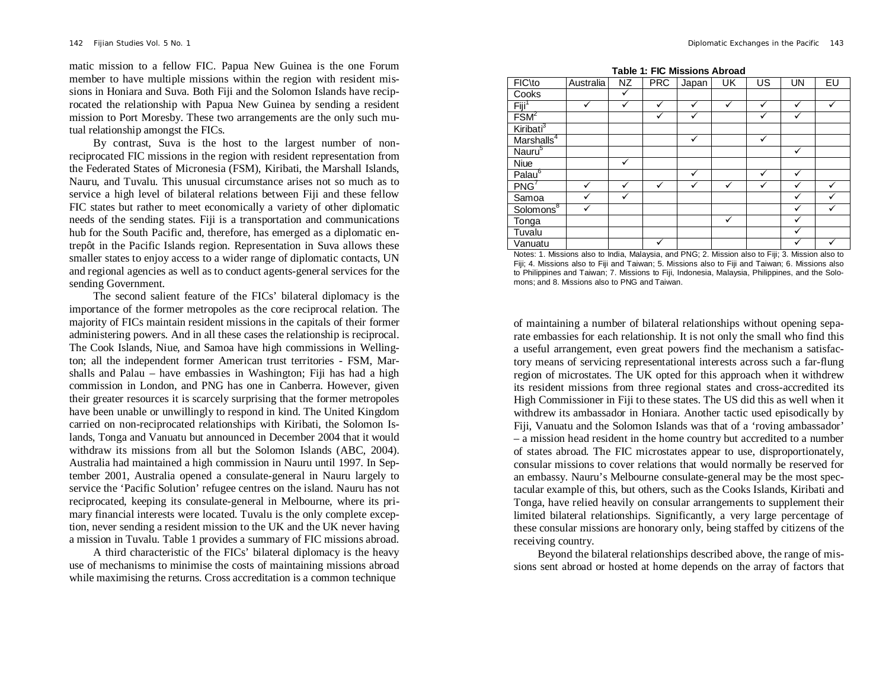matic mission to a fellow FIC. Papua New Guinea is the one Forum member to have multiple missions within the region with resident missions in Honiara and Suva. Both Fiji and the Solomon Islands have reciprocated the relationship with Papua New Guinea by sending a resident mission to Port Moresby. These two arrangements are the only such mutual relationship amongst the FICs.

By contrast, Suva is the host to the largest number of non-reciprocated FIC missions in the region with resident representation from the Federated States of Micronesia (FSM), Kiribati, the Marshall Islands, Nauru, and Tuvalu. This unusual circumstance arises not so much as to service a high level of bilateral relations between Fiji and these fellow FIC states but rather to meet economically a variety of other diplomatic needs of the sending states. Fiji is a transportation and communications hub for the South Pacific and, therefore, has emerged as a diplomatic entrepôt in the Pacific Islands region. Representation in Suva allows these smaller states to enjoy access to a wider range of diplomatic contacts, UN and regional agencies as well as to conduct agents-general services for the sending Government.

The second salient feature of the FICs' bilateral diplomacy is the importance of the former metropoles as the core reciprocal relation. The majority of FICs maintain resident missions in the capitals of their former administering powers. And in all these cases the relationship is reciprocal. The Cook Islands, Niue, and Samoa have high commissions in Wellington; all the independent former American trust territories - FSM, Marshalls and Palau – have embassies in Washington; Fiji has had a high commission in London, and PNG has one in Canberra. However, given their greater resources it is scarcely surprising that the former metropoles have been unable or unwillingly to respond in kind. The United Kingdom carried on non-reciprocated relationships with Kiribati, the Solomon Islands, Tonga and Vanuatu but announced in December 2004 that it would withdraw its missions from all but the Solomon Islands (ABC, 2004). Australia had maintained a high commission in Nauru until 1997. In September 2001, Australia opened a consulate-general in Nauru largely to service the 'Pacific Solution' refugee centres on the island. Nauru has not reciprocated, keeping its consulate-general in Melbourne, where its primary financial interests were located. Tuvalu is the only complete exception, never sending a resident mission to the UK and the UK never having a mission in Tuvalu. Table 1 provides a summary of FIC missions abroad.

A third characteristic of the FICs' bilateral diplomacy is the heavy use of mechanisms to minimise the costs of maintaining missions abroad while maximising the returns. Cross accreditation is a common technique of maintaining a number of bilateral relationships without opening separate embassies for each relationship. It is not only the small who find this a useful arrangement, even great powers find the mechanism a satisfactory means of servicing representational interests across such a far-flung region of microstates. The UK opted for this approach when it withdrew its resident missions from three regional states and cross-accredited its High Commissioner in Fiji to these states. The US did this as well when it withdrew its ambassador in Honiara. Another tactic used episodically by Fiji, Vanuatu and the Solomon Islands was that of a 'roving ambassador' – a mission head resident in the home country but accredited to a number of states abroad. The FIC microstates appear to use, disproportionately, consular missions to cover relations that would normally be reserved for an embassy. Nauru's Melbourne consulate-general may be the most spectacular example of this, but others, such as the Cooks Islands, Kiribati and Tonga, have relied heavily on consular arrangements to supplement their limited bilateral relationships. Significantly, a very large percentage of these consular missions are honorary only, being staffed by citizens of the receiving country.

**Table 1: FIC Missions Abroad**

| FIC\to | Australia | NZ | PRC | Japan | UK | US | UN | EU |
|---|---|---|---|---|---|---|---|---|
| Cooks | | ✓ | | | | | | |
| Fiji[1] | ✓ | ✓ | ✓ | ✓ | ✓ | ✓ | ✓ | ✓ |
| FSM[2] | | | ✓ | ✓ | | ✓ | ✓ | |
| Kiribati[3] | | | | | | | | |
| Marshalls[4] | | | | ✓ | | ✓ | | |
| Nauru[5] | | | | | | | ✓ | |
| Niue | | ✓ | | | | | | |
| Palau[6] | | | | ✓ | | ✓ | ✓ | |
| PNG[7] | ✓ | ✓ | ✓ | ✓ | ✓ | ✓ | ✓ | ✓ |
| Samoa | ✓ | ✓ | | | | | ✓ | ✓ |
| Solomons[8] | ✓ | | | | | | ✓ | ✓ |
| Tonga | | | | | ✓ | | ✓ | |
| Tuvalu | | | | | | | ✓ | |
| Vanuatu | | | ✓ | | | | ✓ | ✓ |

Notes: 1. Missions also to India, Malaysia, and PNG; 2. Mission also to Fiji; 3. Mission also to Fiji; 4. Missions also to Fiji and Taiwan; 5. Missions also to Fiji and Taiwan; 6. Missions also to Philippines and Taiwan; 7. Missions to Fiji, Indonesia, Malaysia, Philippines, and the Solomons; and 8. Missions also to PNG and Taiwan.

Beyond the bilateral relationships described above, the range of missions sent abroad or hosted at home depends on the array of factors that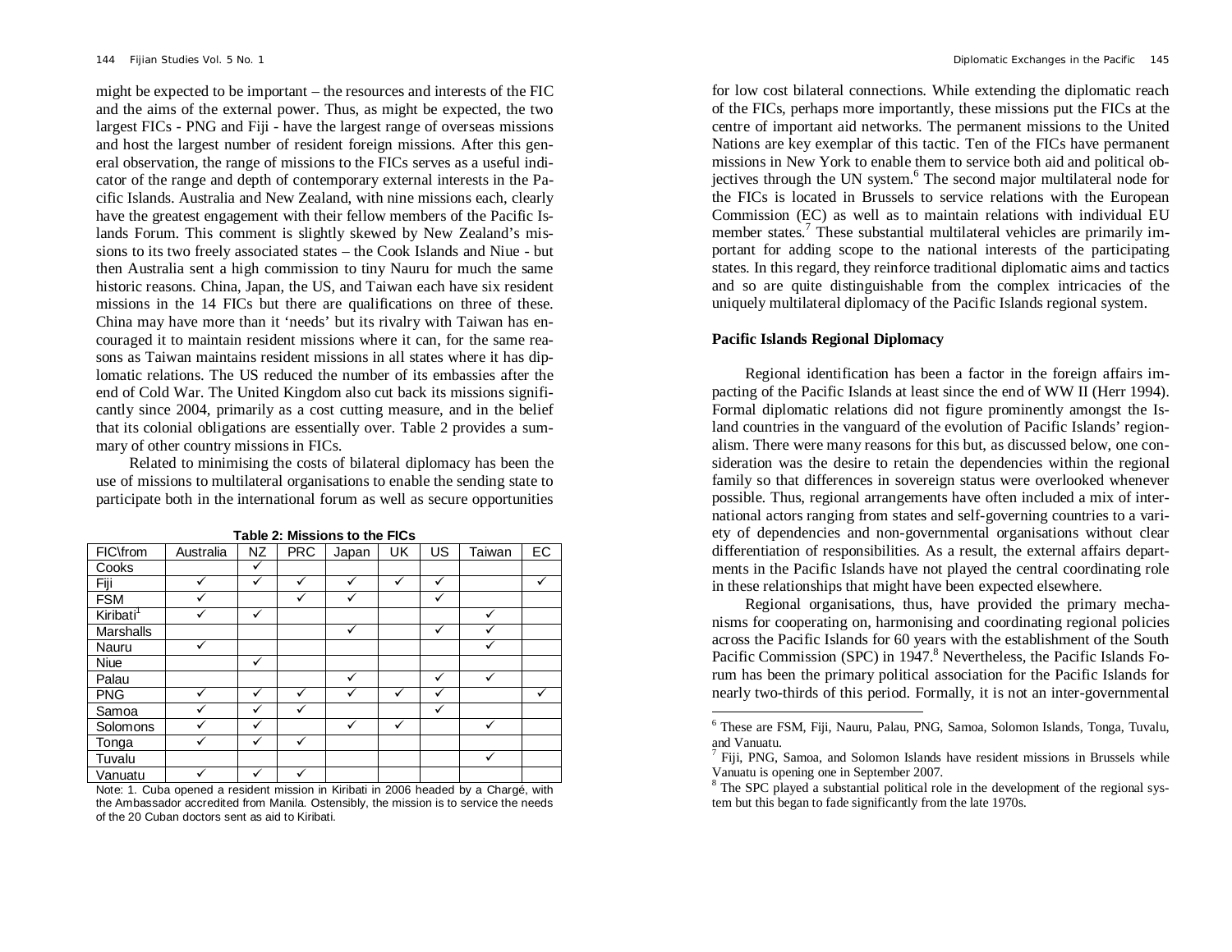might be expected to be important – the resources and interests of the FIC and the aims of the external power. Thus, as might be expected, the two largest FICs - PNG and Fiji - have the largest range of overseas missions and host the largest number of resident foreign missions. After this general observation, the range of missions to the FICs serves as a useful indicator of the range and depth of contemporary external interests in the Pacific Islands. Australia and New Zealand, with nine missions each, clearly have the greatest engagement with their fellow members of the Pacific Islands Forum. This comment is slightly skewed by New Zealand's missions to its two freely associated states – the Cook Islands and Niue - but then Australia sent a high commission to tiny Nauru for much the same historic reasons. China, Japan, the US, and Taiwan each have six resident missions in the 14 FICs but there are qualifications on three of these. China may have more than it 'needs' but its rivalry with Taiwan has encouraged it to maintain resident missions where it can, for the same reasons as Taiwan maintains resident missions in all states where it has diplomatic relations. The US reduced the number of its embassies after the end of Cold War. The United Kingdom also cut back its missions significantly since 2004, primarily as a cost cutting measure, and in the belief that its colonial obligations are essentially over. Table 2 provides a summary of other country missions in FICs.

Related to minimising the costs of bilateral diplomacy has been the use of missions to multilateral organisations to enable the sending state to participate both in the international forum as well as secure opportunities for low cost bilateral connections. While extending the diplomatic reach of the FICs, perhaps more importantly, these missions put the FICs at the centre of important aid networks. The permanent missions to the United Nations are key exemplar of this tactic. Ten of the FICs have permanent missions in New York to enable them to service both aid and political objectives through the UN system.[6] The second major multilateral node for the FICs is located in Brussels to service relations with the European Commission (EC) as well as to maintain relations with individual EU member states.[7] These substantial multilateral vehicles are primarily important for adding scope to the national interests of the participating states. In this regard, they reinforce traditional diplomatic aims and tactics and so are quite distinguishable from the complex intricacies of the uniquely multilateral diplomacy of the Pacific Islands regional system.

**Table 2: Missions to the FICs**

| FIC\from | Australia | NZ | PRC | Japan | UK | US | Taiwan | EC |
|---|---|---|---|---|---|---|---|---|
| Cooks | | ✓ | | | | | | |
| Fiji | ✓ | ✓ | ✓ | ✓ | ✓ | ✓ | | ✓ |
| FSM | ✓ | | ✓ | ✓ | | ✓ | | |
| Kiribati[1] | ✓ | ✓ | | | | | ✓ | |
| Marshalls | | | | ✓ | | ✓ | ✓ | |
| Nauru | ✓ | | | | | | ✓ | |
| Niue | | ✓ | | | | | | |
| Palau | | | | ✓ | | ✓ | ✓ | |
| PNG | ✓ | ✓ | ✓ | ✓ | ✓ | ✓ | | ✓ |
| Samoa | ✓ | ✓ | ✓ | | | ✓ | | |
| Solomons | ✓ | ✓ | | ✓ | ✓ | | ✓ | |
| Tonga | ✓ | ✓ | ✓ | | | | | |
| Tuvalu | | | | | | | ✓ | |
| Vanuatu | ✓ | ✓ | ✓ | | | | | |

Note: 1. Cuba opened a resident mission in Kiribati in 2006 headed by a Chargé, with the Ambassador accredited from Manila. Ostensibly, the mission is to service the needs of the 20 Cuban doctors sent as aid to Kiribati.

## Pacific Islands Regional Diplomacy

Regional identification has been a factor in the foreign affairs impacting of the Pacific Islands at least since the end of WW II (Herr 1994). Formal diplomatic relations did not figure prominently amongst the Island countries in the vanguard of the evolution of Pacific Islands' regionalism. There were many reasons for this but, as discussed below, one consideration was the desire to retain the dependencies within the regional family so that differences in sovereign status were overlooked whenever possible. Thus, regional arrangements have often included a mix of international actors ranging from states and self-governing countries to a variety of dependencies and non-governmental organisations without clear differentiation of responsibilities. As a result, the external affairs departments in the Pacific Islands have not played the central coordinating role in these relationships that might have been expected elsewhere.

Regional organisations, thus, have provided the primary mechanisms for cooperating on, harmonising and coordinating regional policies across the Pacific Islands for 60 years with the establishment of the South Pacific Commission (SPC) in 1947.[8] Nevertheless, the Pacific Islands Forum has been the primary political association for the Pacific Islands for nearly two-thirds of this period. Formally, it is not an inter-governmental

[6] These are FSM, Fiji, Nauru, Palau, PNG, Samoa, Solomon Islands, Tonga, Tuvalu, and Vanuatu.

[7] Fiji, PNG, Samoa, and Solomon Islands have resident missions in Brussels while Vanuatu is opening one in September 2007.

[8] The SPC played a substantial political role in the development of the regional system but this began to fade significantly from the late 1970s.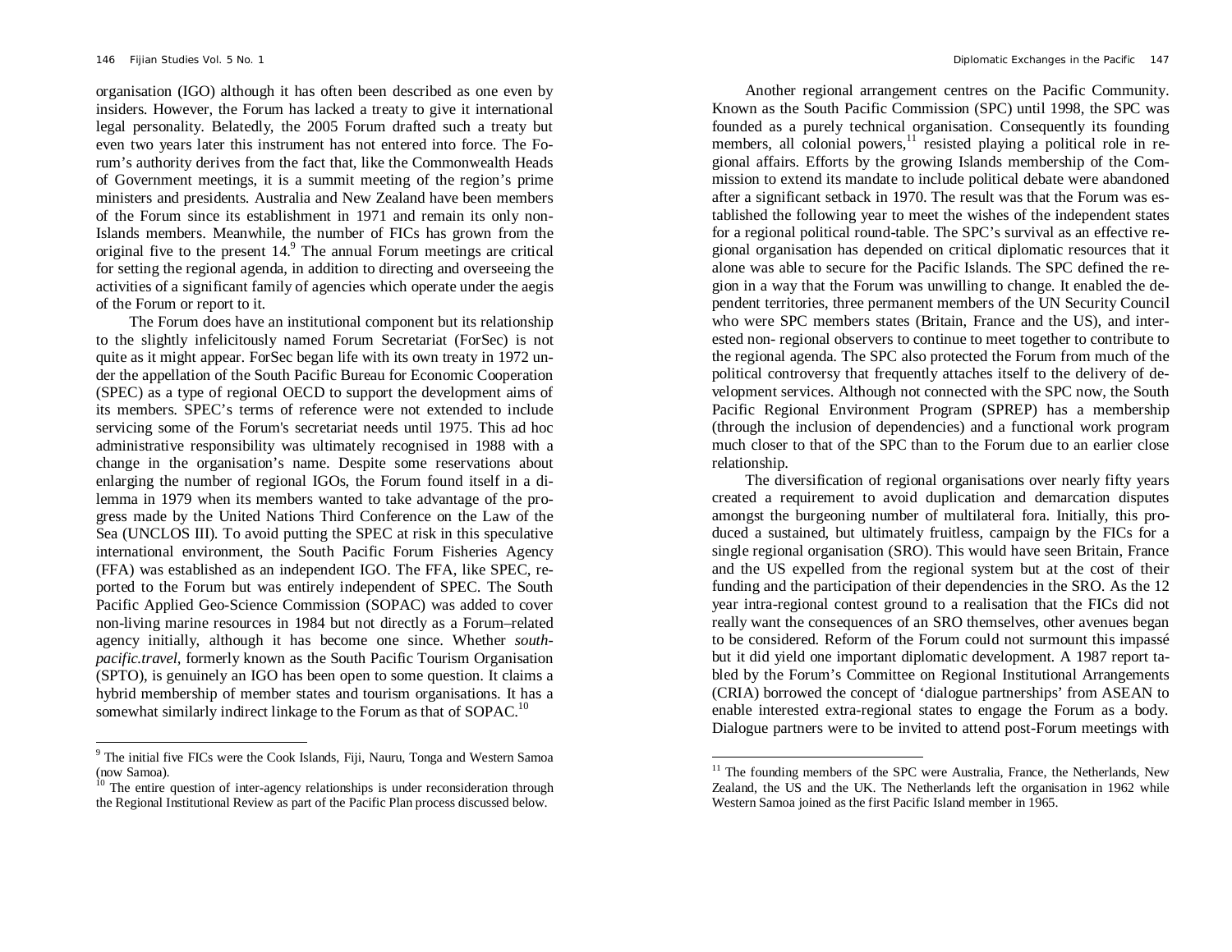organisation (IGO) although it has often been described as one even by insiders. However, the Forum has lacked a treaty to give it international legal personality. Belatedly, the 2005 Forum drafted such a treaty but even two years later this instrument has not entered into force. The Forum's authority derives from the fact that, like the Commonwealth Heads of Government meetings, it is a summit meeting of the region's prime ministers and presidents. Australia and New Zealand have been members of the Forum since its establishment in 1971 and remain its only non-Islands members. Meanwhile, the number of FICs has grown from the original five to the present 14.[9] The annual Forum meetings are critical for setting the regional agenda, in addition to directing and overseeing the activities of a significant family of agencies which operate under the aegis of the Forum or report to it.

The Forum does have an institutional component but its relationship to the slightly infelicitously named Forum Secretariat (ForSec) is not quite as it might appear. ForSec began life with its own treaty in 1972 under the appellation of the South Pacific Bureau for Economic Cooperation (SPEC) as a type of regional OECD to support the development aims of its members. SPEC's terms of reference were not extended to include servicing some of the Forum's secretariat needs until 1975. This ad hoc administrative responsibility was ultimately recognised in 1988 with a change in the organisation's name. Despite some reservations about enlarging the number of regional IGOs, the Forum found itself in a dilemma in 1979 when its members wanted to take advantage of the progress made by the United Nations Third Conference on the Law of the Sea (UNCLOS III). To avoid putting the SPEC at risk in this speculative international environment, the South Pacific Forum Fisheries Agency (FFA) was established as an independent IGO. The FFA, like SPEC, reported to the Forum but was entirely independent of SPEC. The South Pacific Applied Geo-Science Commission (SOPAC) was added to cover non-living marine resources in 1984 but not directly as a Forum–related agency initially, although it has become one since. Whether *south-pacific.travel*, formerly known as the South Pacific Tourism Organisation (SPTO), is genuinely an IGO has been open to some question. It claims a hybrid membership of member states and tourism organisations. It has a somewhat similarly indirect linkage to the Forum as that of SOPAC.[10]

Another regional arrangement centres on the Pacific Community. Known as the South Pacific Commission (SPC) until 1998, the SPC was founded as a purely technical organisation. Consequently its founding members, all colonial powers,[11] resisted playing a political role in regional affairs. Efforts by the growing Islands membership of the Commission to extend its mandate to include political debate were abandoned after a significant setback in 1970. The result was that the Forum was established the following year to meet the wishes of the independent states for a regional political round-table. The SPC's survival as an effective regional organisation has depended on critical diplomatic resources that it alone was able to secure for the Pacific Islands. The SPC defined the region in a way that the Forum was unwilling to change. It enabled the dependent territories, three permanent members of the UN Security Council who were SPC members states (Britain, France and the US), and interested non- regional observers to continue to meet together to contribute to the regional agenda. The SPC also protected the Forum from much of the political controversy that frequently attaches itself to the delivery of development services. Although not connected with the SPC now, the South Pacific Regional Environment Program (SPREP) has a membership (through the inclusion of dependencies) and a functional work program much closer to that of the SPC than to the Forum due to an earlier close relationship.

The diversification of regional organisations over nearly fifty years created a requirement to avoid duplication and demarcation disputes amongst the burgeoning number of multilateral fora. Initially, this produced a sustained, but ultimately fruitless, campaign by the FICs for a single regional organisation (SRO). This would have seen Britain, France and the US expelled from the regional system but at the cost of their funding and the participation of their dependencies in the SRO. As the 12 year intra-regional contest ground to a realisation that the FICs did not really want the consequences of an SRO themselves, other avenues began to be considered. Reform of the Forum could not surmount this impassé but it did yield one important diplomatic development. A 1987 report tabled by the Forum's Committee on Regional Institutional Arrangements (CRIA) borrowed the concept of 'dialogue partnerships' from ASEAN to enable interested extra-regional states to engage the Forum as a body. Dialogue partners were to be invited to attend post-Forum meetings with

---

[9] The initial five FICs were the Cook Islands, Fiji, Nauru, Tonga and Western Samoa (now Samoa).

[10] The entire question of inter-agency relationships is under reconsideration through the Regional Institutional Review as part of the Pacific Plan process discussed below.

[11] The founding members of the SPC were Australia, France, the Netherlands, New Zealand, the US and the UK. The Netherlands left the organisation in 1962 while Western Samoa joined as the first Pacific Island member in 1965.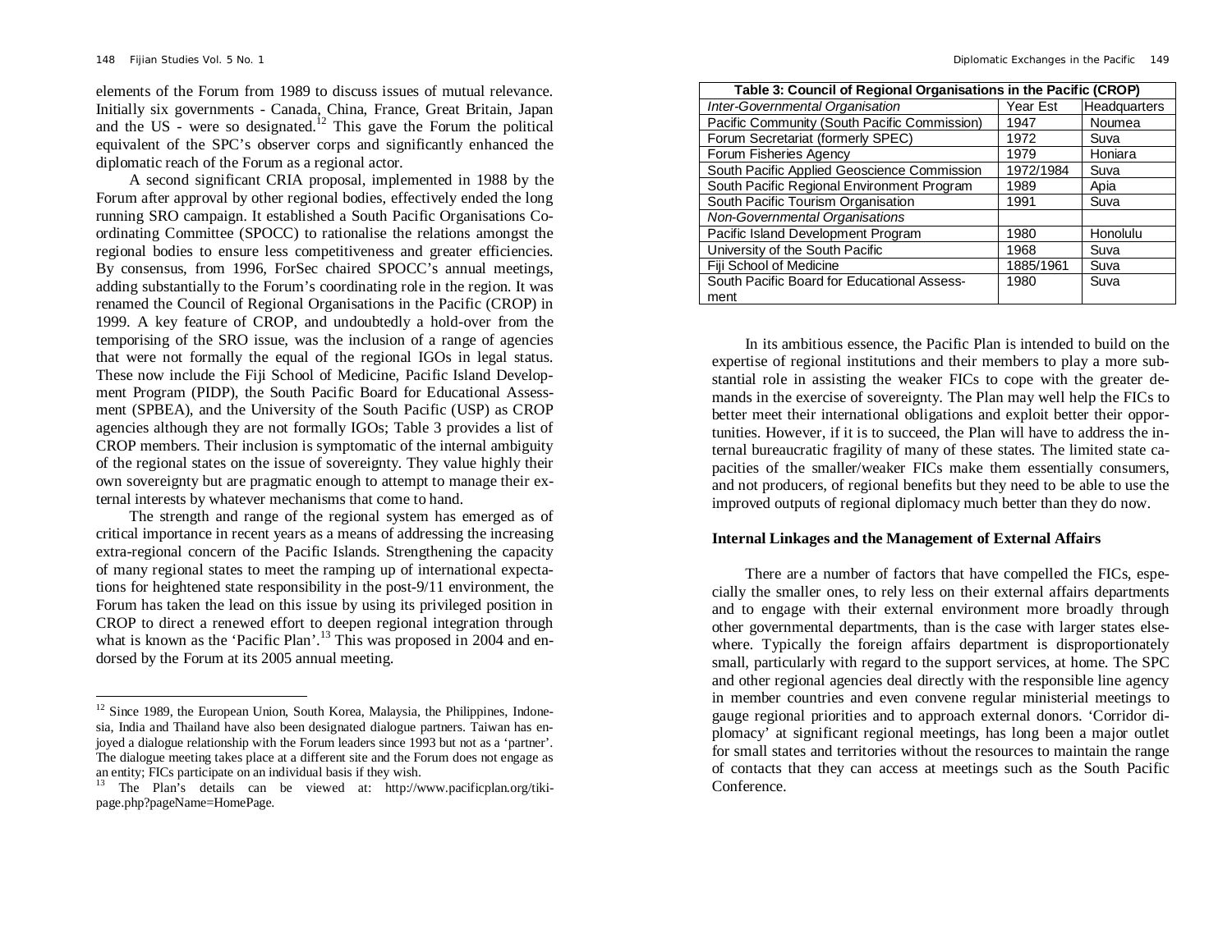elements of the Forum from 1989 to discuss issues of mutual relevance. Initially six governments - Canada, China, France, Great Britain, Japan and the US - were so designated.[12] This gave the Forum the political equivalent of the SPC's observer corps and significantly enhanced the diplomatic reach of the Forum as a regional actor.

A second significant CRIA proposal, implemented in 1988 by the Forum after approval by other regional bodies, effectively ended the long running SRO campaign. It established a South Pacific Organisations Co-ordinating Committee (SPOCC) to rationalise the relations amongst the regional bodies to ensure less competitiveness and greater efficiencies. By consensus, from 1996, ForSec chaired SPOCC's annual meetings, adding substantially to the Forum's coordinating role in the region. It was renamed the Council of Regional Organisations in the Pacific (CROP) in 1999. A key feature of CROP, and undoubtedly a hold-over from the temporising of the SRO issue, was the inclusion of a range of agencies that were not formally the equal of the regional IGOs in legal status. These now include the Fiji School of Medicine, Pacific Island Development Program (PIDP), the South Pacific Board for Educational Assessment (SPBEA), and the University of the South Pacific (USP) as CROP agencies although they are not formally IGOs; Table 3 provides a list of CROP members. Their inclusion is symptomatic of the internal ambiguity of the regional states on the issue of sovereignty. They value highly their own sovereignty but are pragmatic enough to attempt to manage their external interests by whatever mechanisms that come to hand.

The strength and range of the regional system has emerged as of critical importance in recent years as a means of addressing the increasing extra-regional concern of the Pacific Islands. Strengthening the capacity of many regional states to meet the ramping up of international expectations for heightened state responsibility in the post-9/11 environment, the Forum has taken the lead on this issue by using its privileged position in CROP to direct a renewed effort to deepen regional integration through what is known as the 'Pacific Plan'.[13] This was proposed in 2004 and endorsed by the Forum at its 2005 annual meeting.

[12] Since 1989, the European Union, South Korea, Malaysia, the Philippines, Indonesia, India and Thailand have also been designated dialogue partners. Taiwan has enjoyed a dialogue relationship with the Forum leaders since 1993 but not as a 'partner'. The dialogue meeting takes place at a different site and the Forum does not engage as an entity; FICs participate on an individual basis if they wish.

[13] The Plan's details can be viewed at: http://www.pacificplan.org/tiki-page.php?pageName=HomePage.

**Table 3: Council of Regional Organisations in the Pacific (CROP)**

| *Inter-Governmental Organisation* | Year Est | Headquarters |
|---|---|---|
| Pacific Community (South Pacific Commission) | 1947 | Noumea |
| Forum Secretariat (formerly SPEC) | 1972 | Suva |
| Forum Fisheries Agency | 1979 | Honiara |
| South Pacific Applied Geoscience Commission | 1972/1984 | Suva |
| South Pacific Regional Environment Program | 1989 | Apia |
| South Pacific Tourism Organisation | 1991 | Suva |
| *Non-Governmental Organisations* | | |
| Pacific Island Development Program | 1980 | Honolulu |
| University of the South Pacific | 1968 | Suva |
| Fiji School of Medicine | 1885/1961 | Suva |
| South Pacific Board for Educational Assessment | 1980 | Suva |

In its ambitious essence, the Pacific Plan is intended to build on the expertise of regional institutions and their members to play a more substantial role in assisting the weaker FICs to cope with the greater demands in the exercise of sovereignty. The Plan may well help the FICs to better meet their international obligations and exploit better their opportunities. However, if it is to succeed, the Plan will have to address the internal bureaucratic fragility of many of these states. The limited state capacities of the smaller/weaker FICs make them essentially consumers, and not producers, of regional benefits but they need to be able to use the improved outputs of regional diplomacy much better than they do now.

## Internal Linkages and the Management of External Affairs

There are a number of factors that have compelled the FICs, especially the smaller ones, to rely less on their external affairs departments and to engage with their external environment more broadly through other governmental departments, than is the case with larger states elsewhere. Typically the foreign affairs department is disproportionately small, particularly with regard to the support services, at home. The SPC and other regional agencies deal directly with the responsible line agency in member countries and even convene regular ministerial meetings to gauge regional priorities and to approach external donors. 'Corridor diplomacy' at significant regional meetings, has long been a major outlet for small states and territories without the resources to maintain the range of contacts that they can access at meetings such as the South Pacific Conference.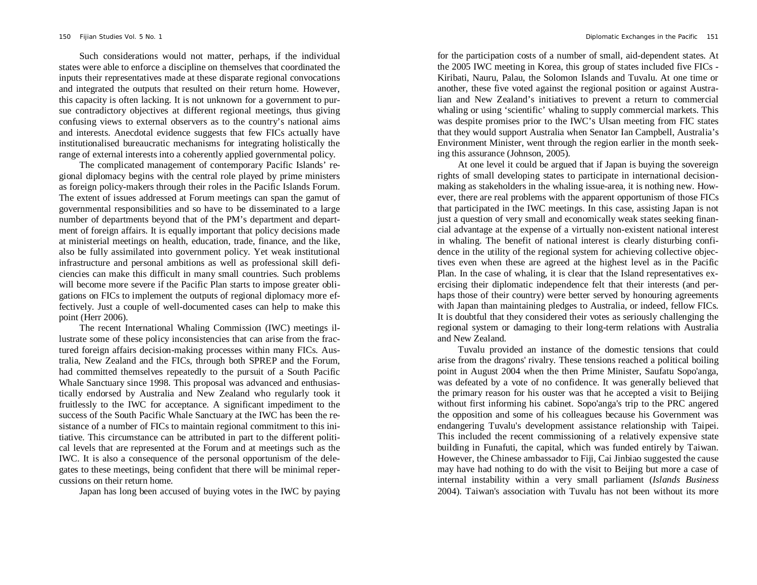Such considerations would not matter, perhaps, if the individual states were able to enforce a discipline on themselves that coordinated the inputs their representatives made at these disparate regional convocations and integrated the outputs that resulted on their return home. However, this capacity is often lacking. It is not unknown for a government to pursue contradictory objectives at different regional meetings, thus giving confusing views to external observers as to the country's national aims and interests. Anecdotal evidence suggests that few FICs actually have institutionalised bureaucratic mechanisms for integrating holistically the range of external interests into a coherently applied governmental policy.

The complicated management of contemporary Pacific Islands' regional diplomacy begins with the central role played by prime ministers as foreign policy-makers through their roles in the Pacific Islands Forum. The extent of issues addressed at Forum meetings can span the gamut of governmental responsibilities and so have to be disseminated to a large number of departments beyond that of the PM's department and department of foreign affairs. It is equally important that policy decisions made at ministerial meetings on health, education, trade, finance, and the like, also be fully assimilated into government policy. Yet weak institutional infrastructure and personal ambitions as well as professional skill deficiencies can make this difficult in many small countries. Such problems will become more severe if the Pacific Plan starts to impose greater obligations on FICs to implement the outputs of regional diplomacy more effectively. Just a couple of well-documented cases can help to make this point (Herr 2006).

The recent International Whaling Commission (IWC) meetings illustrate some of these policy inconsistencies that can arise from the fractured foreign affairs decision-making processes within many FICs. Australia, New Zealand and the FICs, through both SPREP and the Forum, had committed themselves repeatedly to the pursuit of a South Pacific Whale Sanctuary since 1998. This proposal was advanced and enthusiastically endorsed by Australia and New Zealand who regularly took it fruitlessly to the IWC for acceptance. A significant impediment to the success of the South Pacific Whale Sanctuary at the IWC has been the resistance of a number of FICs to maintain regional commitment to this initiative. This circumstance can be attributed in part to the different political levels that are represented at the Forum and at meetings such as the IWC. It is also a consequence of the personal opportunism of the delegates to these meetings, being confident that there will be minimal repercussions on their return home.

Japan has long been accused of buying votes in the IWC by paying for the participation costs of a number of small, aid-dependent states. At the 2005 IWC meeting in Korea, this group of states included five FICs - Kiribati, Nauru, Palau, the Solomon Islands and Tuvalu. At one time or another, these five voted against the regional position or against Australian and New Zealand's initiatives to prevent a return to commercial whaling or using 'scientific' whaling to supply commercial markets. This was despite promises prior to the IWC's Ulsan meeting from FIC states that they would support Australia when Senator Ian Campbell, Australia's Environment Minister, went through the region earlier in the month seeking this assurance (Johnson, 2005).

At one level it could be argued that if Japan is buying the sovereign rights of small developing states to participate in international decision-making as stakeholders in the whaling issue-area, it is nothing new. However, there are real problems with the apparent opportunism of those FICs that participated in the IWC meetings. In this case, assisting Japan is not just a question of very small and economically weak states seeking financial advantage at the expense of a virtually non-existent national interest in whaling. The benefit of national interest is clearly disturbing confidence in the utility of the regional system for achieving collective objectives even when these are agreed at the highest level as in the Pacific Plan. In the case of whaling, it is clear that the Island representatives exercising their diplomatic independence felt that their interests (and perhaps those of their country) were better served by honouring agreements with Japan than maintaining pledges to Australia, or indeed, fellow FICs. It is doubtful that they considered their votes as seriously challenging the regional system or damaging to their long-term relations with Australia and New Zealand.

Tuvalu provided an instance of the domestic tensions that could arise from the dragons' rivalry. These tensions reached a political boiling point in August 2004 when the then Prime Minister, Saufatu Sopo'anga, was defeated by a vote of no confidence. It was generally believed that the primary reason for his ouster was that he accepted a visit to Beijing without first informing his cabinet. Sopo'anga's trip to the PRC angered the opposition and some of his colleagues because his Government was endangering Tuvalu's development assistance relationship with Taipei. This included the recent commissioning of a relatively expensive state building in Funafuti, the capital, which was funded entirely by Taiwan. However, the Chinese ambassador to Fiji, Cai Jinbiao suggested the cause may have had nothing to do with the visit to Beijing but more a case of internal instability within a very small parliament (*Islands Business* 2004). Taiwan's association with Tuvalu has not been without its more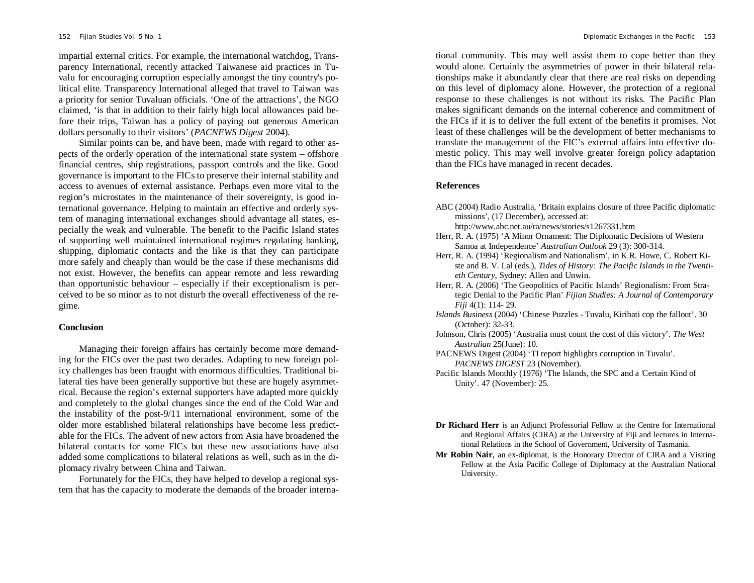impartial external critics. For example, the international watchdog, Transparency International, recently attacked Taiwanese aid practices in Tuvalu for encouraging corruption especially amongst the tiny country's political elite. Transparency International alleged that travel to Taiwan was a priority for senior Tuvaluan officials. 'One of the attractions', the NGO claimed, 'is that in addition to their fairly high local allowances paid before their trips, Taiwan has a policy of paying out generous American dollars personally to their visitors' (*PACNEWS Digest* 2004).

Similar points can be, and have been, made with regard to other aspects of the orderly operation of the international state system – offshore financial centres, ship registrations, passport controls and the like. Good governance is important to the FICs to preserve their internal stability and access to avenues of external assistance. Perhaps even more vital to the region's microstates in the maintenance of their sovereignty, is good international governance. Helping to maintain an effective and orderly system of managing international exchanges should advantage all states, especially the weak and vulnerable. The benefit to the Pacific Island states of supporting well maintained international regimes regulating banking, shipping, diplomatic contacts and the like is that they can participate more safely and cheaply than would be the case if these mechanisms did not exist. However, the benefits can appear remote and less rewarding than opportunistic behaviour – especially if their exceptionalism is perceived to be so minor as to not disturb the overall effectiveness of the regime.

## Conclusion

Managing their foreign affairs has certainly become more demanding for the FICs over the past two decades. Adapting to new foreign policy challenges has been fraught with enormous difficulties. Traditional bilateral ties have been generally supportive but these are hugely asymmetrical. Because the region's external supporters have adapted more quickly and completely to the global changes since the end of the Cold War and the instability of the post-9/11 international environment, some of the older more established bilateral relationships have become less predictable for the FICs. The advent of new actors from Asia have broadened the bilateral contacts for some FICs but these new associations have also added some complications to bilateral relations as well, such as in the diplomacy rivalry between China and Taiwan.

Fortunately for the FICs, they have helped to develop a regional system that has the capacity to moderate the demands of the broader international community. This may well assist them to cope better than they would alone. Certainly the asymmetries of power in their bilateral relationships make it abundantly clear that there are real risks on depending on this level of diplomacy alone. However, the protection of a regional response to these challenges is not without its risks. The Pacific Plan makes significant demands on the internal coherence and commitment of the FICs if it is to deliver the full extent of the benefits it promises. Not least of these challenges will be the development of better mechanisms to translate the management of the FIC's external affairs into effective domestic policy. This may well involve greater foreign policy adaptation than the FICs have managed in recent decades.

## References

ABC (2004) Radio Australia, 'Britain explains closure of three Pacific diplomatic missions', (17 December), accessed at: http://www.abc.net.au/ra/news/stories/s1267331.htm

Herr, R. A. (1975) 'A Minor Ornament: The Diplomatic Decisions of Western Samoa at Independence' *Australian Outlook* 29 (3): 300-314.

Herr, R. A. (1994) 'Regionalism and Nationalism', in K.R. Howe, C. Robert Kiste and B. V. Lal (eds.), *Tides of History: The Pacific Islands in the Twentieth Century*, Sydney: Allen and Unwin.

Herr, R. A. (2006) 'The Geopolitics of Pacific Islands' Regionalism: From Strategic Denial to the Pacific Plan' *Fijian Studies: A Journal of Contemporary Fiji* 4(1): 114- 29.

*Islands Business* (2004) 'Chinese Puzzles - Tuvalu, Kiribati cop the fallout'. 30 (October): 32-33.

Johnson, Chris (2005) 'Australia must count the cost of this victory'. *The West Australian* 25(June): 10.

PACNEWS Digest (2004) 'TI report highlights corruption in Tuvalu'. *PACNEWS DIGEST* 23 (November).

Pacific Islands Monthly (1976) 'The Islands, the SPC and a 'Certain Kind of Unity'. 47 (November): 25.

**Dr Richard Herr** is an Adjunct Professorial Fellow at the Centre for International and Regional Affairs (CIRA) at the University of Fiji and lectures in International Relations in the School of Government, University of Tasmania.

**Mr Robin Nair**, an ex-diplomat, is the Honorary Director of CIRA and a Visiting Fellow at the Asia Pacific College of Diplomacy at the Australian National University.